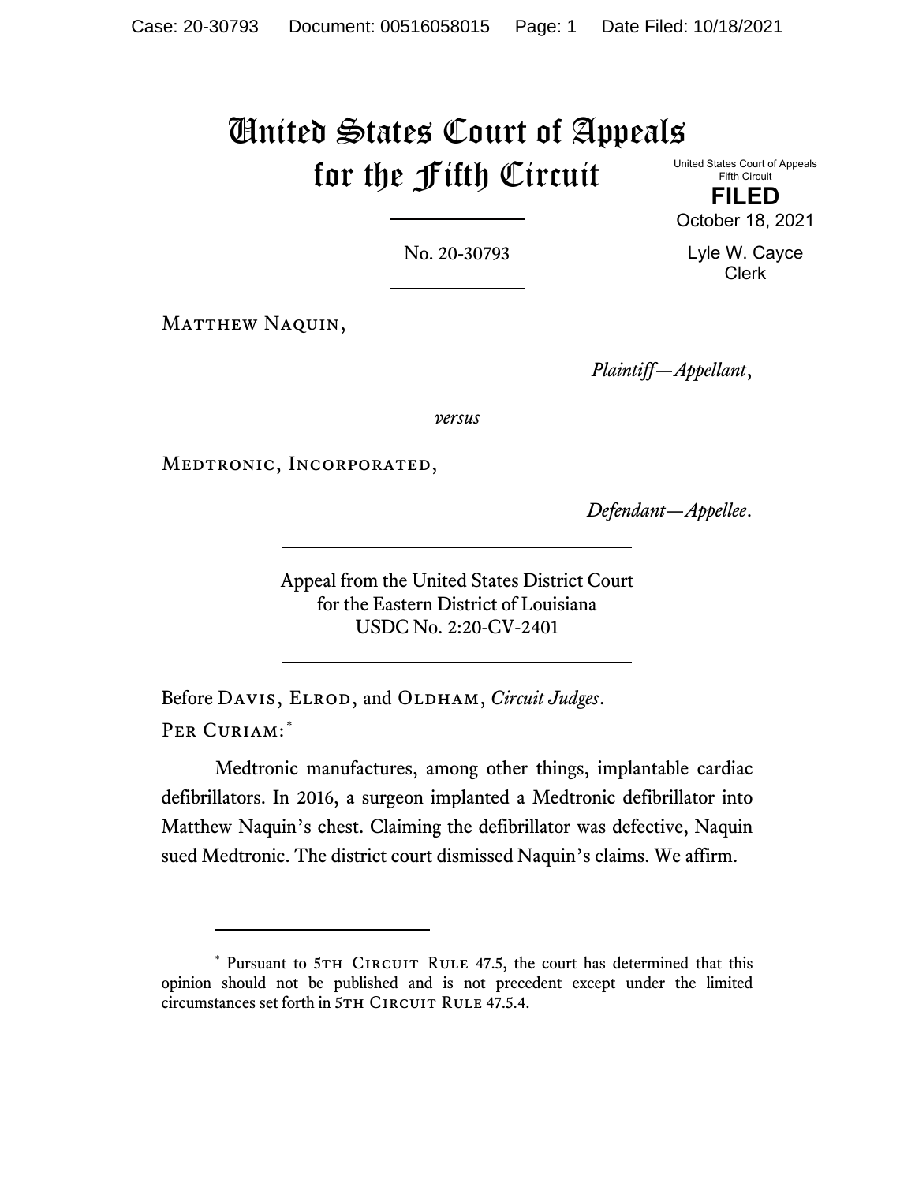# United States Court of Appeals for the Fifth Circuit

United States Court of Appeals
Fifth Circuit

**FILED**

October 18, 2021

Lyle W. Cayce
Clerk

No. 20-30793

MATTHEW NAQUIN,

*Plaintiff—Appellant*,

*versus*

MEDTRONIC, INCORPORATED,

*Defendant—Appellee*.

Appeal from the United States District Court
for the Eastern District of Louisiana
USDC No. 2:20-CV-2401

Before DAVIS, ELROD, and OLDHAM, *Circuit Judges*.

PER CURIAM:[*]

Medtronic manufactures, among other things, implantable cardiac defibrillators. In 2016, a surgeon implanted a Medtronic defibrillator into Matthew Naquin's chest. Claiming the defibrillator was defective, Naquin sued Medtronic. The district court dismissed Naquin's claims. We affirm.

[*] Pursuant to 5TH CIRCUIT RULE 47.5, the court has determined that this opinion should not be published and is not precedent except under the limited circumstances set forth in 5TH CIRCUIT RULE 47.5.4.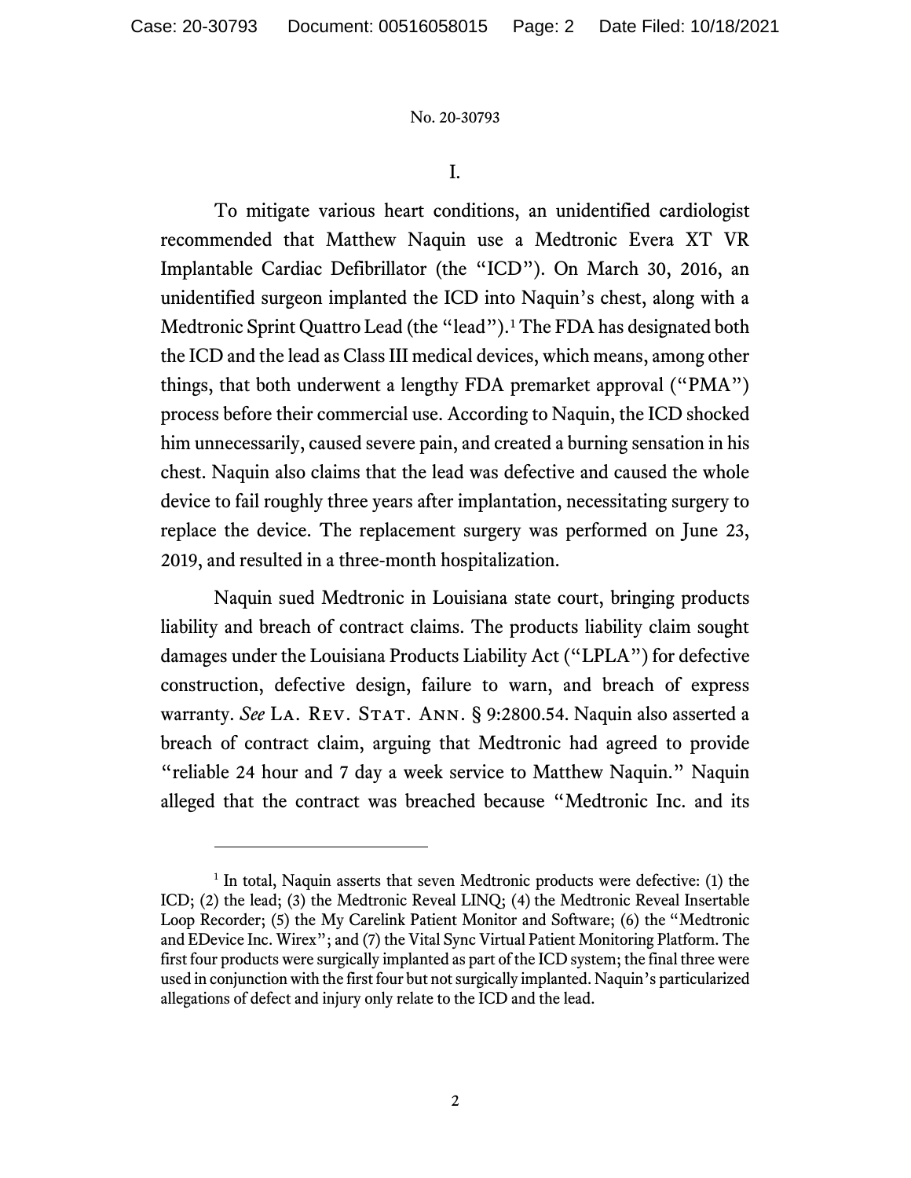I.

To mitigate various heart conditions, an unidentified cardiologist recommended that Matthew Naquin use a Medtronic Evera XT VR Implantable Cardiac Defibrillator (the "ICD"). On March 30, 2016, an unidentified surgeon implanted the ICD into Naquin's chest, along with a Medtronic Sprint Quattro Lead (the "lead").[1] The FDA has designated both the ICD and the lead as Class III medical devices, which means, among other things, that both underwent a lengthy FDA premarket approval ("PMA") process before their commercial use. According to Naquin, the ICD shocked him unnecessarily, caused severe pain, and created a burning sensation in his chest. Naquin also claims that the lead was defective and caused the whole device to fail roughly three years after implantation, necessitating surgery to replace the device. The replacement surgery was performed on June 23, 2019, and resulted in a three-month hospitalization.

Naquin sued Medtronic in Louisiana state court, bringing products liability and breach of contract claims. The products liability claim sought damages under the Louisiana Products Liability Act ("LPLA") for defective construction, defective design, failure to warn, and breach of express warranty. *See* La. Rev. Stat. Ann. § 9:2800.54. Naquin also asserted a breach of contract claim, arguing that Medtronic had agreed to provide "reliable 24 hour and 7 day a week service to Matthew Naquin." Naquin alleged that the contract was breached because "Medtronic Inc. and its

---

[1] In total, Naquin asserts that seven Medtronic products were defective: (1) the ICD; (2) the lead; (3) the Medtronic Reveal LINQ; (4) the Medtronic Reveal Insertable Loop Recorder; (5) the My Carelink Patient Monitor and Software; (6) the "Medtronic and EDevice Inc. Wirex"; and (7) the Vital Sync Virtual Patient Monitoring Platform. The first four products were surgically implanted as part of the ICD system; the final three were used in conjunction with the first four but not surgically implanted. Naquin's particularized allegations of defect and injury only relate to the ICD and the lead.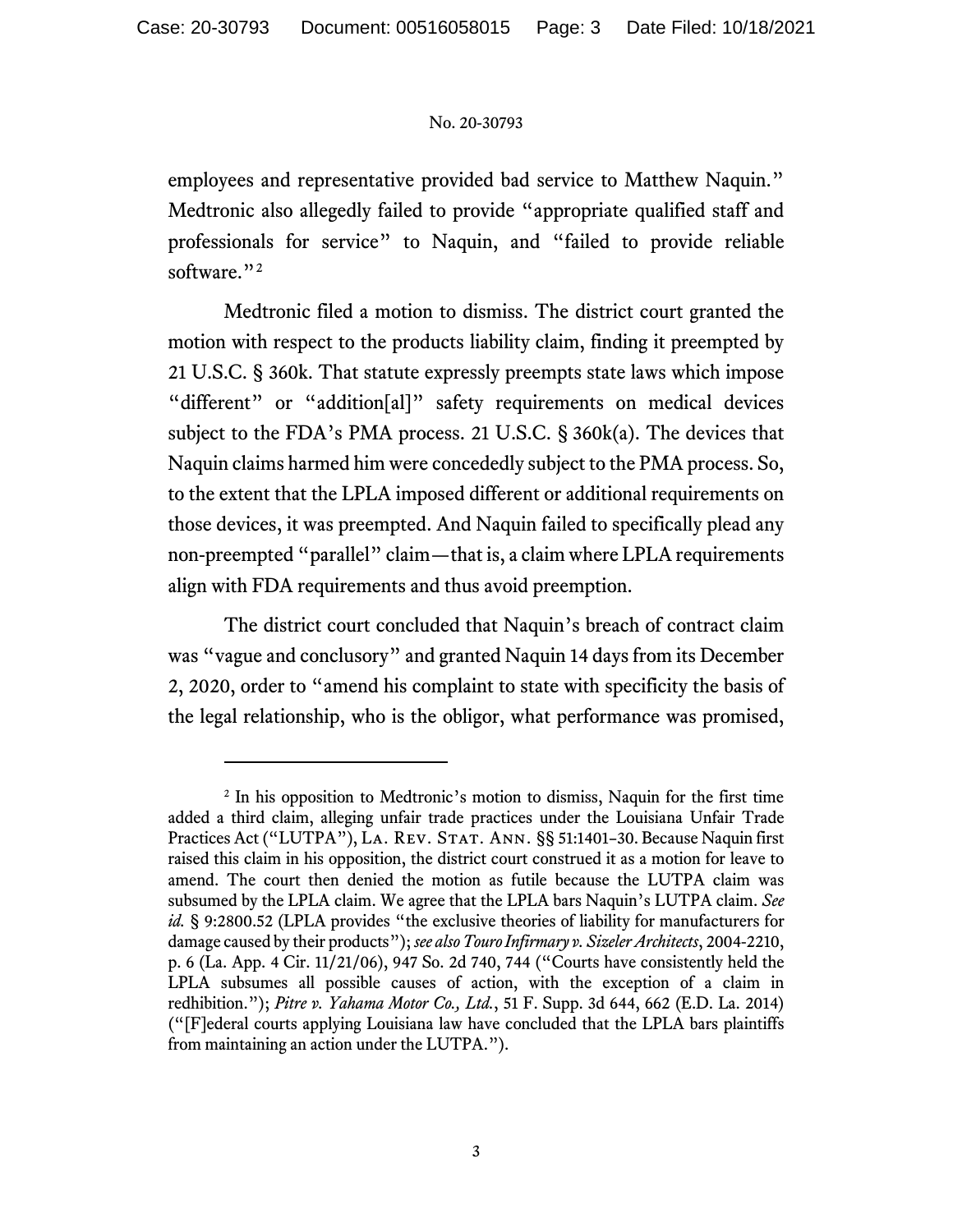employees and representative provided bad service to Matthew Naquin." Medtronic also allegedly failed to provide "appropriate qualified staff and professionals for service" to Naquin, and "failed to provide reliable software."[2]

Medtronic filed a motion to dismiss. The district court granted the motion with respect to the products liability claim, finding it preempted by 21 U.S.C. § 360k. That statute expressly preempts state laws which impose "different" or "addition[al]" safety requirements on medical devices subject to the FDA's PMA process. 21 U.S.C. § 360k(a). The devices that Naquin claims harmed him were concededly subject to the PMA process. So, to the extent that the LPLA imposed different or additional requirements on those devices, it was preempted. And Naquin failed to specifically plead any non-preempted "parallel" claim—that is, a claim where LPLA requirements align with FDA requirements and thus avoid preemption.

The district court concluded that Naquin's breach of contract claim was "vague and conclusory" and granted Naquin 14 days from its December 2, 2020, order to "amend his complaint to state with specificity the basis of the legal relationship, who is the obligor, what performance was promised,

---

[2] In his opposition to Medtronic's motion to dismiss, Naquin for the first time added a third claim, alleging unfair trade practices under the Louisiana Unfair Trade Practices Act ("LUTPA"), La. Rev. Stat. Ann. §§ 51:1401–30. Because Naquin first raised this claim in his opposition, the district court construed it as a motion for leave to amend. The court then denied the motion as futile because the LUTPA claim was subsumed by the LPLA claim. We agree that the LPLA bars Naquin's LUTPA claim. *See id.* § 9:2800.52 (LPLA provides "the exclusive theories of liability for manufacturers for damage caused by their products"); *see also Touro Infirmary v. Sizeler Architects*, 2004-2210, p. 6 (La. App. 4 Cir. 11/21/06), 947 So. 2d 740, 744 ("Courts have consistently held the LPLA subsumes all possible causes of action, with the exception of a claim in redhibition."); *Pitre v. Yahama Motor Co., Ltd.*, 51 F. Supp. 3d 644, 662 (E.D. La. 2014) ("[F]ederal courts applying Louisiana law have concluded that the LPLA bars plaintiffs from maintaining an action under the LUTPA.").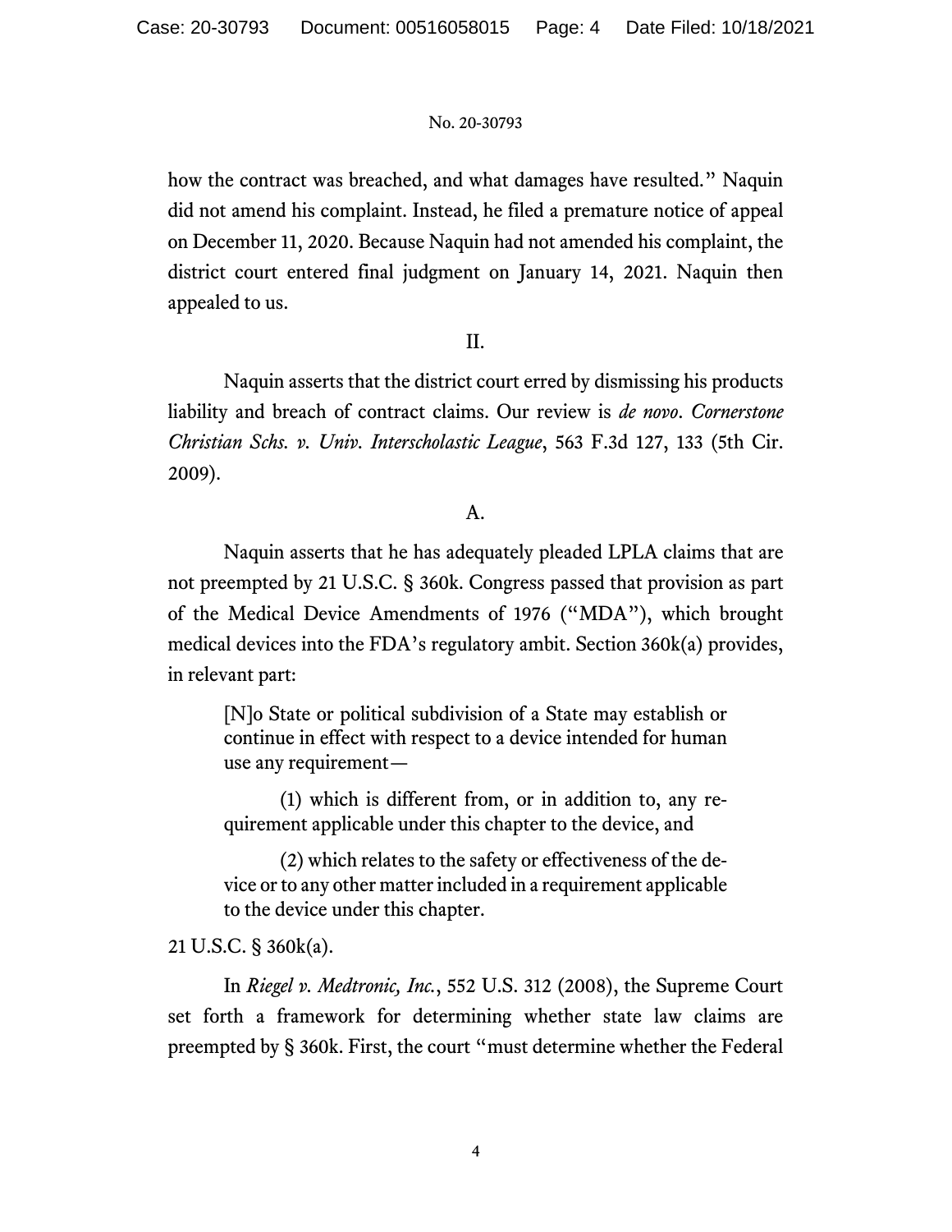how the contract was breached, and what damages have resulted." Naquin did not amend his complaint. Instead, he filed a premature notice of appeal on December 11, 2020. Because Naquin had not amended his complaint, the district court entered final judgment on January 14, 2021. Naquin then appealed to us.

## II.

Naquin asserts that the district court erred by dismissing his products liability and breach of contract claims. Our review is *de novo*. *Cornerstone Christian Schs. v. Univ. Interscholastic League*, 563 F.3d 127, 133 (5th Cir. 2009).

### A.

Naquin asserts that he has adequately pleaded LPLA claims that are not preempted by 21 U.S.C. § 360k. Congress passed that provision as part of the Medical Device Amendments of 1976 ("MDA"), which brought medical devices into the FDA's regulatory ambit. Section 360k(a) provides, in relevant part:

> [N]o State or political subdivision of a State may establish or continue in effect with respect to a device intended for human use any requirement—
>
> (1) which is different from, or in addition to, any requirement applicable under this chapter to the device, and
>
> (2) which relates to the safety or effectiveness of the device or to any other matter included in a requirement applicable to the device under this chapter.

21 U.S.C. § 360k(a).

In *Riegel v. Medtronic, Inc.*, 552 U.S. 312 (2008), the Supreme Court set forth a framework for determining whether state law claims are preempted by § 360k. First, the court "must determine whether the Federal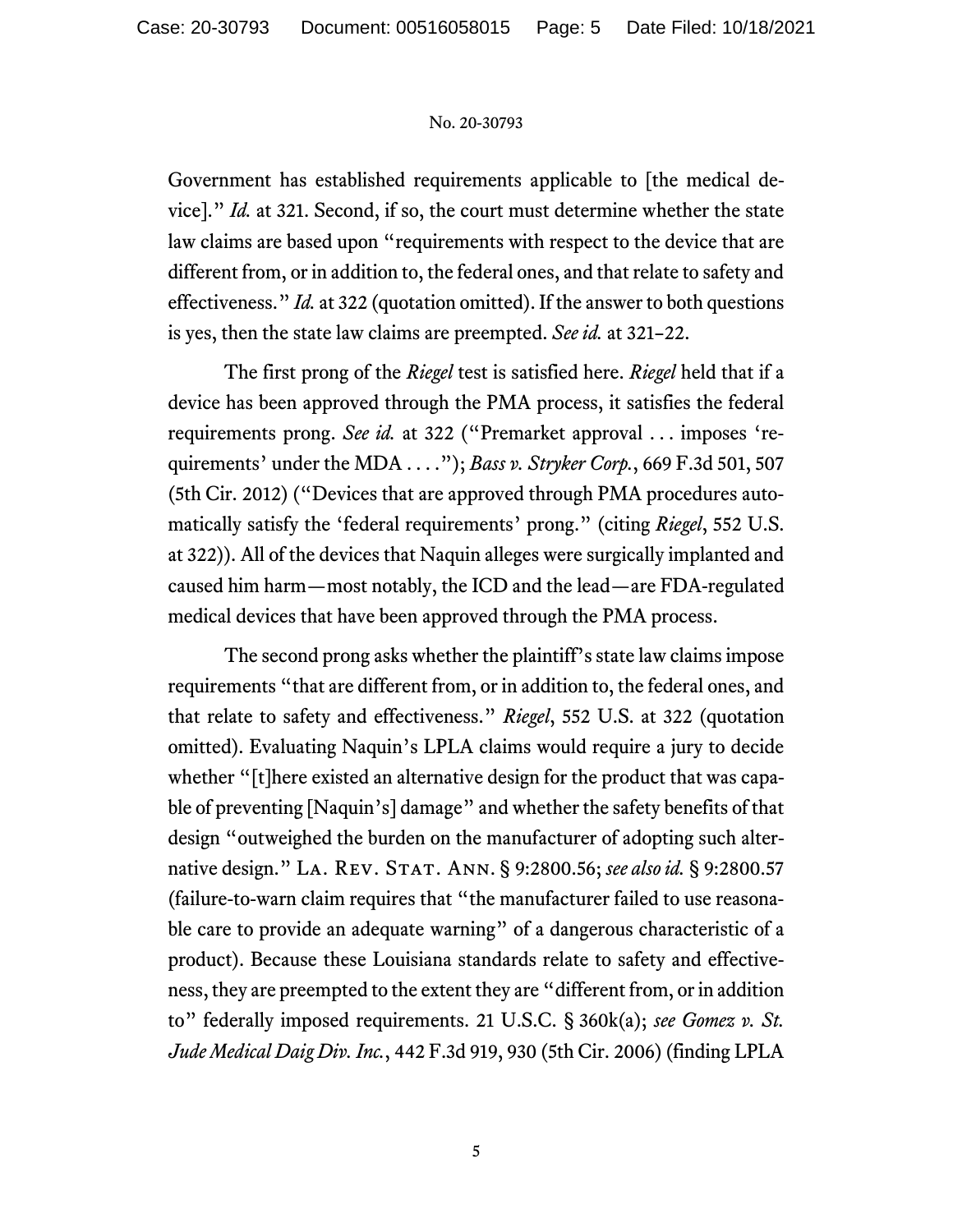Government has established requirements applicable to [the medical device]." *Id.* at 321. Second, if so, the court must determine whether the state law claims are based upon "requirements with respect to the device that are different from, or in addition to, the federal ones, and that relate to safety and effectiveness." *Id.* at 322 (quotation omitted). If the answer to both questions is yes, then the state law claims are preempted. *See id.* at 321–22.

The first prong of the *Riegel* test is satisfied here. *Riegel* held that if a device has been approved through the PMA process, it satisfies the federal requirements prong. *See id.* at 322 ("Premarket approval . . . imposes 'requirements' under the MDA . . . ."); *Bass v. Stryker Corp.*, 669 F.3d 501, 507 (5th Cir. 2012) ("Devices that are approved through PMA procedures automatically satisfy the 'federal requirements' prong." (citing *Riegel*, 552 U.S. at 322)). All of the devices that Naquin alleges were surgically implanted and caused him harm—most notably, the ICD and the lead—are FDA-regulated medical devices that have been approved through the PMA process.

The second prong asks whether the plaintiff's state law claims impose requirements "that are different from, or in addition to, the federal ones, and that relate to safety and effectiveness." *Riegel*, 552 U.S. at 322 (quotation omitted). Evaluating Naquin's LPLA claims would require a jury to decide whether "[t]here existed an alternative design for the product that was capable of preventing [Naquin's] damage" and whether the safety benefits of that design "outweighed the burden on the manufacturer of adopting such alternative design." LA. REV. STAT. ANN. § 9:2800.56; *see also id.* § 9:2800.57 (failure-to-warn claim requires that "the manufacturer failed to use reasonable care to provide an adequate warning" of a dangerous characteristic of a product). Because these Louisiana standards relate to safety and effectiveness, they are preempted to the extent they are "different from, or in addition to" federally imposed requirements. 21 U.S.C. § 360k(a); *see Gomez v. St. Jude Medical Daig Div. Inc.*, 442 F.3d 919, 930 (5th Cir. 2006) (finding LPLA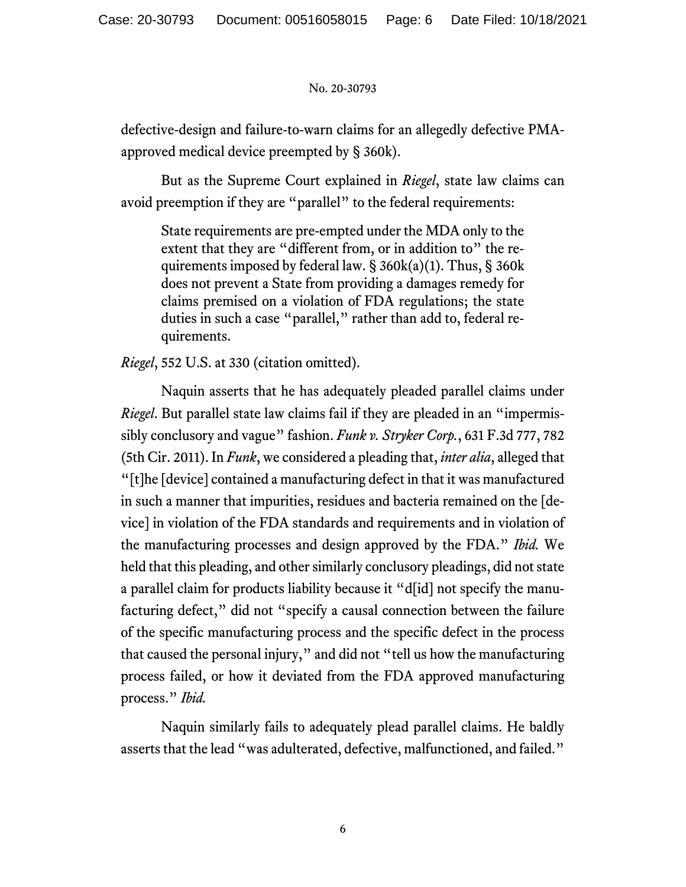defective-design and failure-to-warn claims for an allegedly defective PMA-approved medical device preempted by § 360k).

But as the Supreme Court explained in *Riegel*, state law claims can avoid preemption if they are "parallel" to the federal requirements:

> State requirements are pre-empted under the MDA only to the extent that they are "different from, or in addition to" the requirements imposed by federal law. § 360k(a)(1). Thus, § 360k does not prevent a State from providing a damages remedy for claims premised on a violation of FDA regulations; the state duties in such a case "parallel," rather than add to, federal requirements.

*Riegel*, 552 U.S. at 330 (citation omitted).

Naquin asserts that he has adequately pleaded parallel claims under *Riegel*. But parallel state law claims fail if they are pleaded in an "impermissibly conclusory and vague" fashion. *Funk v. Stryker Corp.*, 631 F.3d 777, 782 (5th Cir. 2011). In *Funk*, we considered a pleading that, *inter alia*, alleged that "[t]he [device] contained a manufacturing defect in that it was manufactured in such a manner that impurities, residues and bacteria remained on the [device] in violation of the FDA standards and requirements and in violation of the manufacturing processes and design approved by the FDA." *Ibid.* We held that this pleading, and other similarly conclusory pleadings, did not state a parallel claim for products liability because it "d[id] not specify the manufacturing defect," did not "specify a causal connection between the failure of the specific manufacturing process and the specific defect in the process that caused the personal injury," and did not "tell us how the manufacturing process failed, or how it deviated from the FDA approved manufacturing process." *Ibid.*

Naquin similarly fails to adequately plead parallel claims. He baldly asserts that the lead "was adulterated, defective, malfunctioned, and failed."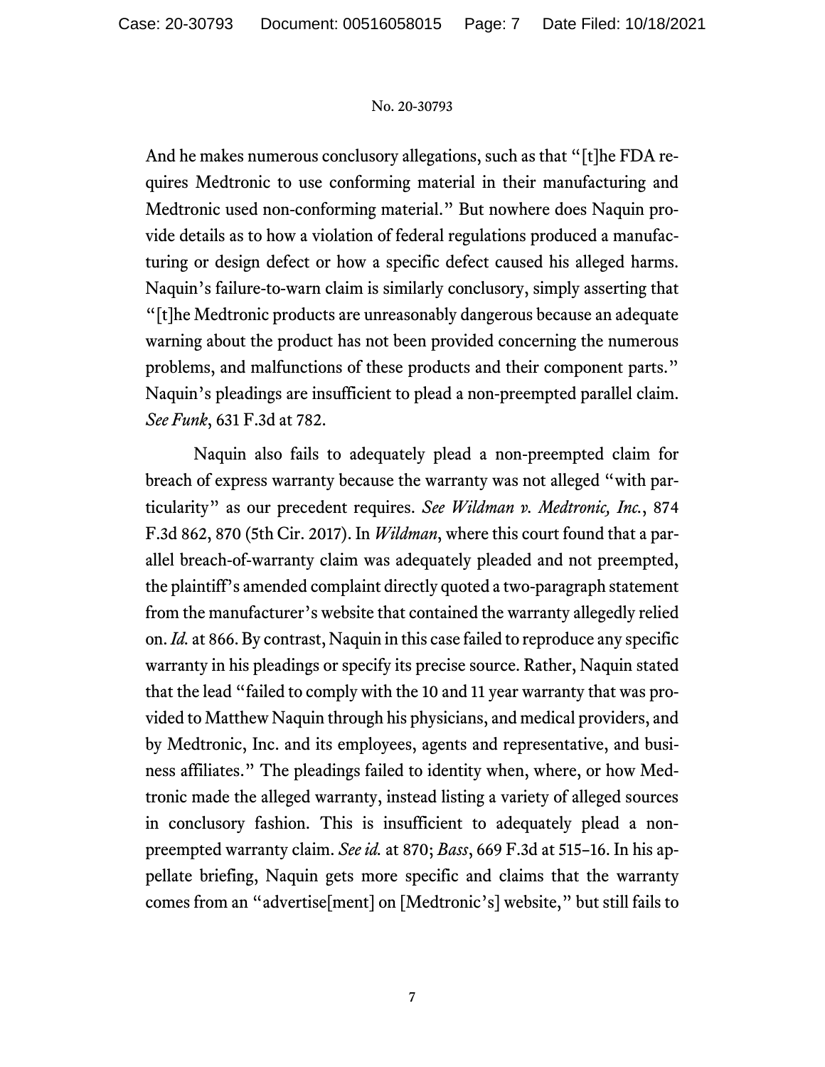And he makes numerous conclusory allegations, such as that "[t]he FDA requires Medtronic to use conforming material in their manufacturing and Medtronic used non-conforming material." But nowhere does Naquin provide details as to how a violation of federal regulations produced a manufacturing or design defect or how a specific defect caused his alleged harms. Naquin's failure-to-warn claim is similarly conclusory, simply asserting that "[t]he Medtronic products are unreasonably dangerous because an adequate warning about the product has not been provided concerning the numerous problems, and malfunctions of these products and their component parts." Naquin's pleadings are insufficient to plead a non-preempted parallel claim. *See Funk*, 631 F.3d at 782.

Naquin also fails to adequately plead a non-preempted claim for breach of express warranty because the warranty was not alleged "with particularity" as our precedent requires. *See Wildman v. Medtronic, Inc.*, 874 F.3d 862, 870 (5th Cir. 2017). In *Wildman*, where this court found that a parallel breach-of-warranty claim was adequately pleaded and not preempted, the plaintiff's amended complaint directly quoted a two-paragraph statement from the manufacturer's website that contained the warranty allegedly relied on. *Id.* at 866. By contrast, Naquin in this case failed to reproduce any specific warranty in his pleadings or specify its precise source. Rather, Naquin stated that the lead "failed to comply with the 10 and 11 year warranty that was provided to Matthew Naquin through his physicians, and medical providers, and by Medtronic, Inc. and its employees, agents and representative, and business affiliates." The pleadings failed to identity when, where, or how Medtronic made the alleged warranty, instead listing a variety of alleged sources in conclusory fashion. This is insufficient to adequately plead a non-preempted warranty claim. *See id.* at 870; *Bass*, 669 F.3d at 515–16. In his appellate briefing, Naquin gets more specific and claims that the warranty comes from an "advertise[ment] on [Medtronic's] website," but still fails to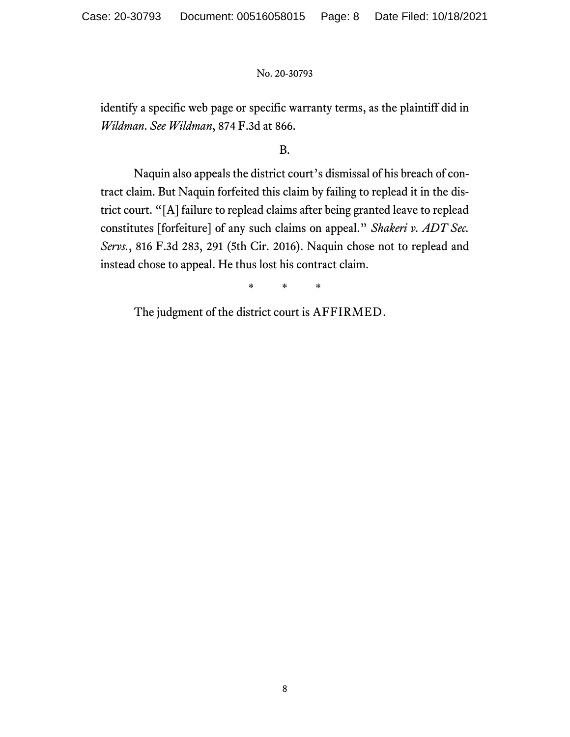identify a specific web page or specific warranty terms, as the plaintiff did in *Wildman*. *See Wildman*, 874 F.3d at 866.

B.

Naquin also appeals the district court's dismissal of his breach of contract claim. But Naquin forfeited this claim by failing to replead it in the district court. "[A] failure to replead claims after being granted leave to replead constitutes [forfeiture] of any such claims on appeal." *Shakeri v. ADT Sec. Servs.*, 816 F.3d 283, 291 (5th Cir. 2016). Naquin chose not to replead and instead chose to appeal. He thus lost his contract claim.

\* \* \*

The judgment of the district court is AFFIRMED.